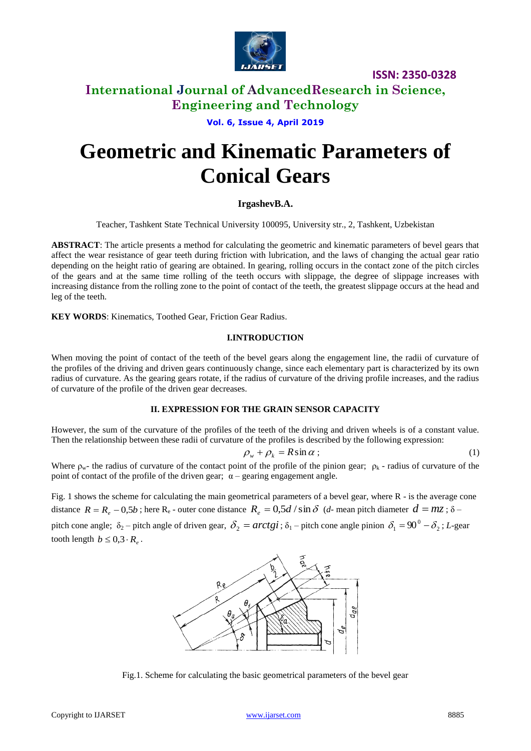# Geometric and Kinematic Parameters of Conical Gears

**IrgashevB.A.**

Teacher, Tashkent State Technical University 100095, University str., 2, Tashkent, Uzbekistan

**ABSTRACT**: The article presents a method for calculating the geometric and kinematic parameters of bevel gears that affect the wear resistance of gear teeth during friction with lubrication, and the laws of changing the actual gear ratio depending on the height ratio of gearing are obtained. In gearing, rolling occurs in the contact zone of the pitch circles of the gears and at the same time rolling of the teeth occurs with slippage, the degree of slippage increases with increasing distance from the rolling zone to the point of contact of the teeth, the greatest slippage occurs at the head and leg of the teeth.

**KEY WORDS**: Kinematics, Toothed Gear, Friction Gear Radius.

## I.INTRODUCTION

When moving the point of contact of the teeth of the bevel gears along the engagement line, the radii of curvature of the profiles of the driving and driven gears continuously change, since each elementary part is characterized by its own radius of curvature. As the gearing gears rotate, if the radius of curvature of the driving profile increases, and the radius of curvature of the profile of the driven gear decreases.

## II. EXPRESSION FOR THE GRAIN SENSOR CAPACITY

However, the sum of the curvature of the profiles of the teeth of the driving and driven wheels is of a constant value. Then the relationship between these radii of curvature of the profiles is described by the following expression:

$$\rho_w + \rho_k = R\sin\alpha\,; \tag{1}$$

Where $\rho_w$- the radius of curvature of the contact point of the profile of the pinion gear; $\rho_k$ - radius of curvature of the point of contact of the profile of the driven gear; $\alpha$ – gearing engagement angle.

Fig. 1 shows the scheme for calculating the main geometrical parameters of a bevel gear, where R - is the average cone distance $R = R_e - 0{,}5b$; here $R_e$ - outer cone distance $R_e = 0{,}5d/\sin\delta$ (*d*- mean pitch diameter $d = mz$; $\delta$ – pitch cone angle; $\delta_2$ – pitch angle of driven gear, $\delta_2 = arctgi$; $\delta_1$ – pitch cone angle pinion $\delta_1 = 90^0 - \delta_2$; *L*-gear tooth length $b \le 0{,}3 \cdot R_e$.

Fig.1. Scheme for calculating the basic geometrical parameters of the bevel gear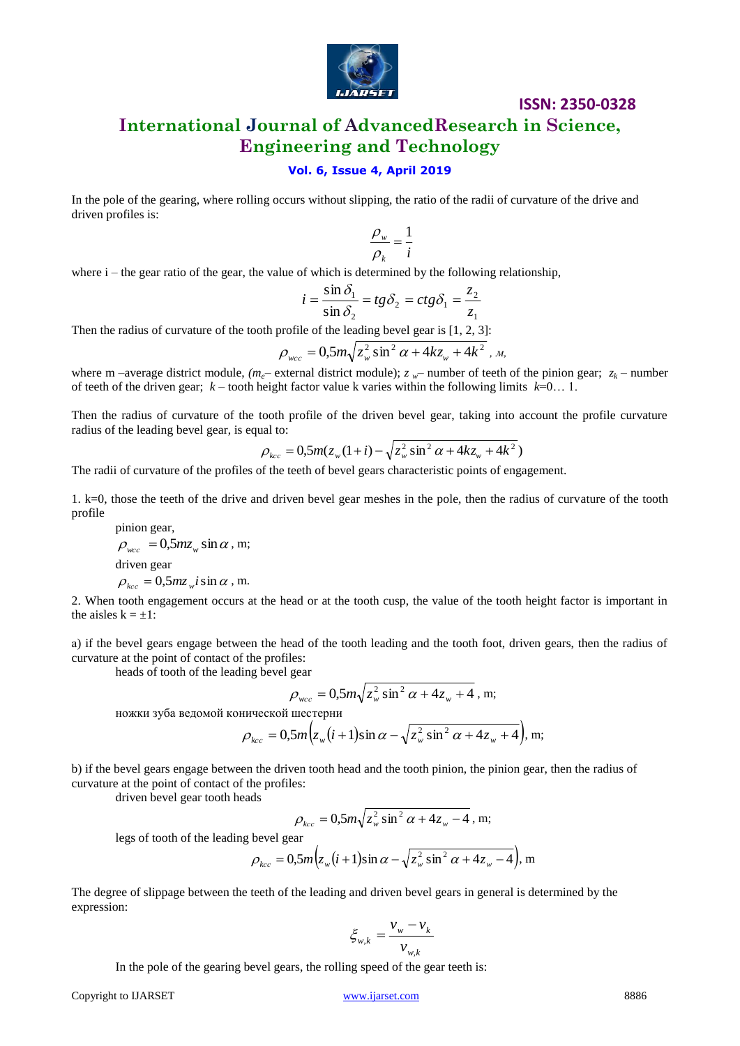In the pole of the gearing, where rolling occurs without slipping, the ratio of the radii of curvature of the drive and driven profiles is:

$$\frac{\rho_w}{\rho_k} = \frac{1}{i}$$

where i – the gear ratio of the gear, the value of which is determined by the following relationship,

$$i = \frac{\sin \delta_1}{\sin \delta_2} = tg\delta_2 = ctg\delta_1 = \frac{z_2}{z_1}$$

Then the radius of curvature of the tooth profile of the leading bevel gear is [1, 2, 3]:

$$\rho_{wcc} = 0{,}5m\sqrt{z_w^2 \sin^2 \alpha + 4kz_w + 4k^2}\ , \text{м},$$

where m –average district module, ($m_e$– external district module); $z_w$– number of teeth of the pinion gear; $z_k$ – number of teeth of the driven gear; $k$ – tooth height factor value k varies within the following limits $k$=0… 1.

Then the radius of curvature of the tooth profile of the driven bevel gear, taking into account the profile curvature radius of the leading bevel gear, is equal to:

$$\rho_{kcc} = 0{,}5m(z_w(1+i) - \sqrt{z_w^2 \sin^2 \alpha + 4kz_w + 4k^2})$$

The radii of curvature of the profiles of the teeth of bevel gears characteristic points of engagement.

1. k=0, those the teeth of the drive and driven bevel gear meshes in the pole, then the radius of curvature of the tooth profile

pinion gear,

$$\rho_{wcc} = 0{,}5mz_w \sin \alpha \text{, m;}$$

driven gear

$$\rho_{kcc} = 0{,}5mz_w i \sin \alpha \text{, m.}$$

2. When tooth engagement occurs at the head or at the tooth cusp, the value of the tooth height factor is important in the aisles k = ±1:

a) if the bevel gears engage between the head of the tooth leading and the tooth foot, driven gears, then the radius of curvature at the point of contact of the profiles:

heads of tooth of the leading bevel gear

$$\rho_{wcc} = 0{,}5m\sqrt{z_w^2 \sin^2 \alpha + 4z_w + 4} \text{, m;}$$

ножки зуба ведомой конической шестерни

$$\rho_{kcc} = 0{,}5m\left(z_w(i+1)\sin \alpha - \sqrt{z_w^2 \sin^2 \alpha + 4z_w + 4}\right) \text{, m;}$$

b) if the bevel gears engage between the driven tooth head and the tooth pinion, the pinion gear, then the radius of curvature at the point of contact of the profiles:

driven bevel gear tooth heads

$$\rho_{kcc} = 0{,}5m\sqrt{z_w^2 \sin^2 \alpha + 4z_w - 4} \text{, m;}$$

legs of tooth of the leading bevel gear

$$\rho_{kcc} = 0{,}5m\left(z_w(i+1)\sin \alpha - \sqrt{z_w^2 \sin^2 \alpha + 4z_w - 4}\right) \text{, m}$$

The degree of slippage between the teeth of the leading and driven bevel gears in general is determined by the expression:

$$\xi_{w,k} = \frac{v_w - v_k}{v_{w,k}}$$

In the pole of the gearing bevel gears, the rolling speed of the gear teeth is: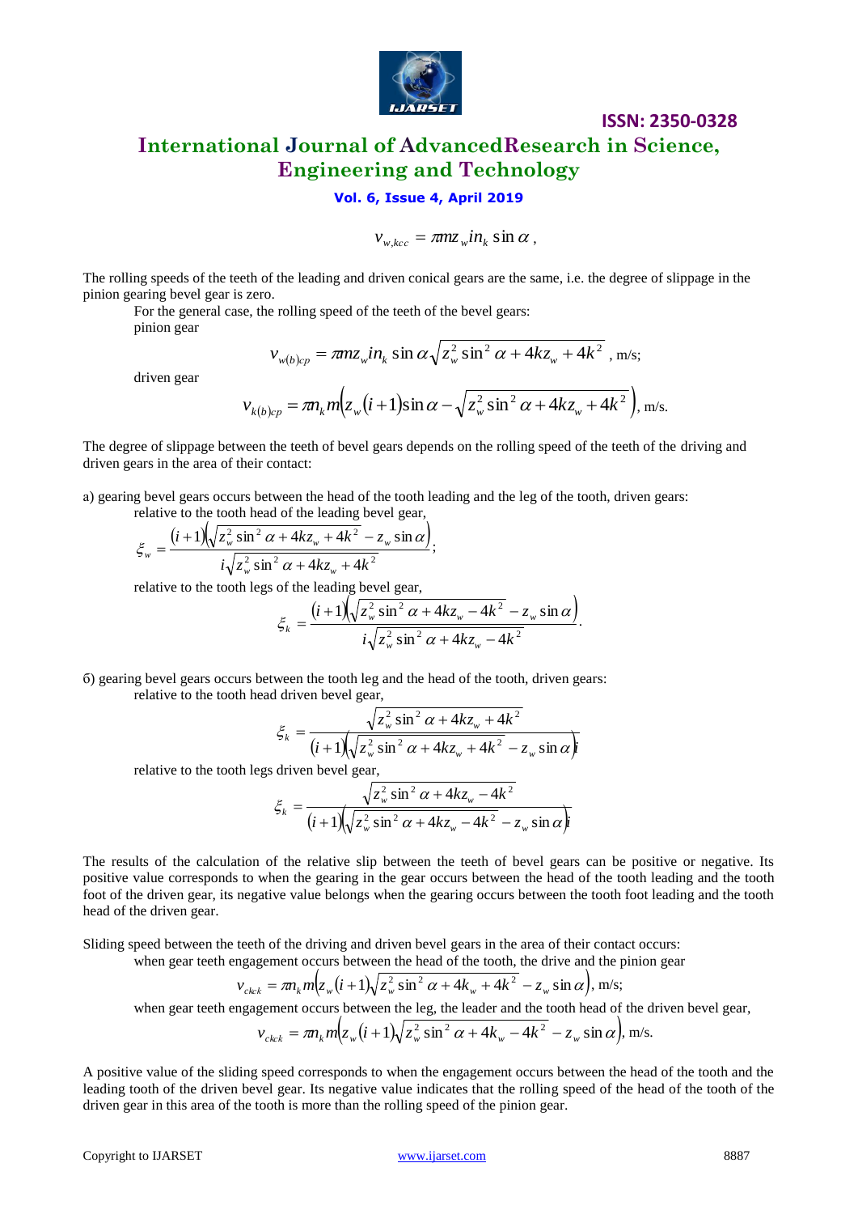$$v_{w,kcc} = \pi m z_w i n_k \sin\alpha ,$$

The rolling speeds of the teeth of the leading and driven conical gears are the same, i.e. the degree of slippage in the pinion gearing bevel gear is zero.

For the general case, the rolling speed of the teeth of the bevel gears:

pinion gear

$$v_{w(b)cp} = \pi m z_w i n_k \sin\alpha \sqrt{z_w^2 \sin^2\alpha + 4kz_w + 4k^2} \text{ , m/s;}$$

driven gear

$$v_{k(b)cp} = \pi n_k m \left( z_w (i+1) \sin\alpha - \sqrt{z_w^2 \sin^2\alpha + 4kz_w + 4k^2} \right) \text{, m/s.}$$

The degree of slippage between the teeth of bevel gears depends on the rolling speed of the teeth of the driving and driven gears in the area of their contact:

a) gearing bevel gears occurs between the head of the tooth leading and the leg of the tooth, driven gears:

relative to the tooth head of the leading bevel gear,

$$\xi_w = \frac{(i+1)\left(\sqrt{z_w^2 \sin^2\alpha + 4kz_w + 4k^2} - z_w \sin\alpha\right)}{i\sqrt{z_w^2 \sin^2\alpha + 4kz_w + 4k^2}};$$

relative to the tooth legs of the leading bevel gear,

$$\xi_k = \frac{(i+1)\left(\sqrt{z_w^2 \sin^2\alpha + 4kz_w - 4k^2} - z_w \sin\alpha\right)}{i\sqrt{z_w^2 \sin^2\alpha + 4kz_w - 4k^2}}.$$

б) gearing bevel gears occurs between the tooth leg and the head of the tooth, driven gears:

relative to the tooth head driven bevel gear,

$$\xi_k = \frac{\sqrt{z_w^2 \sin^2\alpha + 4kz_w + 4k^2}}{(i+1)\left(\sqrt{z_w^2 \sin^2\alpha + 4kz_w + 4k^2} - z_w \sin\alpha\right)i}$$

relative to the tooth legs driven bevel gear,

$$\xi_k = \frac{\sqrt{z_w^2 \sin^2\alpha + 4kz_w - 4k^2}}{(i+1)\left(\sqrt{z_w^2 \sin^2\alpha + 4kz_w - 4k^2} - z_w \sin\alpha\right)i}$$

The results of the calculation of the relative slip between the teeth of bevel gears can be positive or negative. Its positive value corresponds to when the gearing in the gear occurs between the head of the tooth leading and the tooth foot of the driven gear, its negative value belongs when the gearing occurs between the tooth foot leading and the tooth head of the driven gear.

Sliding speed between the teeth of the driving and driven bevel gears in the area of their contact occurs:

when gear teeth engagement occurs between the head of the tooth, the drive and the pinion gear

$$v_{ck\kappa} = \pi n_k m \left( z_w (i+1) \sqrt{z_w^2 \sin^2\alpha + 4k_w + 4k^2} - z_w \sin\alpha \right) \text{, m/s;}$$

when gear teeth engagement occurs between the leg, the leader and the tooth head of the driven bevel gear,

$$v_{ck\kappa} = \pi n_k m \left( z_w (i+1) \sqrt{z_w^2 \sin^2\alpha + 4k_w - 4k^2} - z_w \sin\alpha \right) \text{, m/s.}$$

A positive value of the sliding speed corresponds to when the engagement occurs between the head of the tooth and the leading tooth of the driven bevel gear. Its negative value indicates that the rolling speed of the head of the tooth of the driven gear in this area of the tooth is more than the rolling speed of the pinion gear.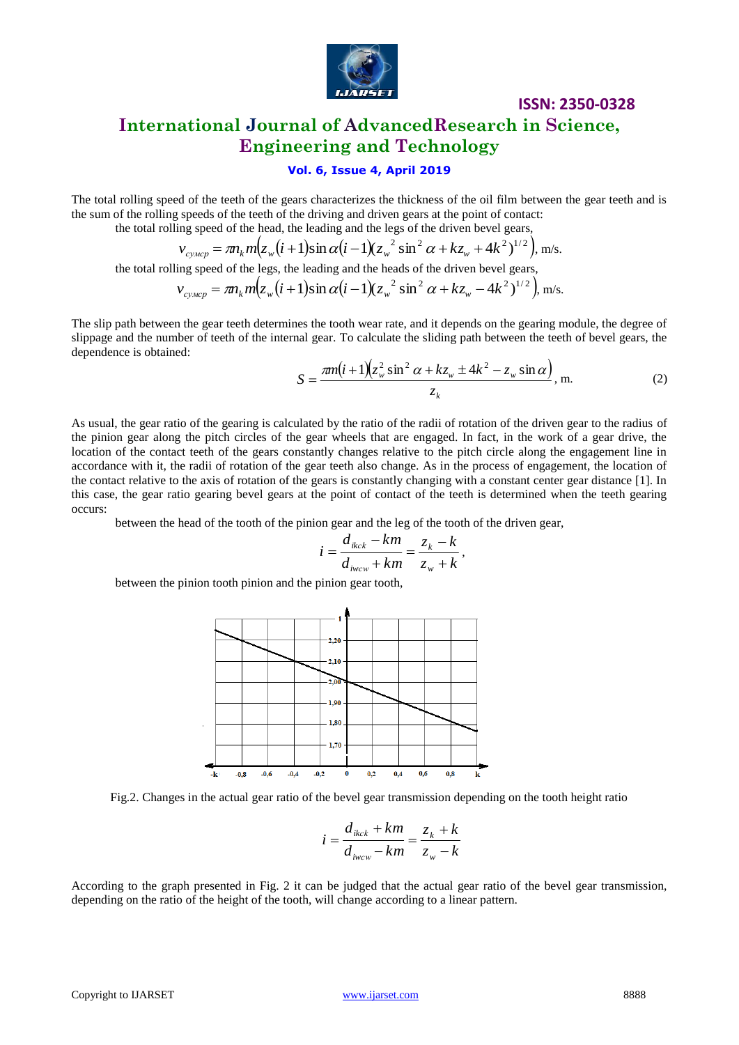The total rolling speed of the teeth of the gears characterizes the thickness of the oil film between the gear teeth and is the sum of the rolling speeds of the teeth of the driving and driven gears at the point of contact:

the total rolling speed of the head, the leading and the legs of the driven bevel gears,

$$v_{сумср} = \pi n_k m \left(z_w (i+1)\sin\alpha (i-1)(z_w{}^2 \sin^2\alpha + kz_w + 4k^2)^{1/2}\right), \text{ m/s.}$$

the total rolling speed of the legs, the leading and the heads of the driven bevel gears,

$$v_{сумср} = \pi n_k m \left(z_w (i+1)\sin\alpha (i-1)(z_w{}^2 \sin^2\alpha + kz_w - 4k^2)^{1/2}\right), \text{ m/s.}$$

The slip path between the gear teeth determines the tooth wear rate, and it depends on the gearing module, the degree of slippage and the number of teeth of the internal gear. To calculate the sliding path between the teeth of bevel gears, the dependence is obtained:

$$S = \frac{\pi m (i+1)\left(z_w^2 \sin^2\alpha + kz_w \pm 4k^2 - z_w \sin\alpha\right)}{z_k}, \text{ m.} \quad (2)$$

As usual, the gear ratio of the gearing is calculated by the ratio of the radii of rotation of the driven gear to the radius of the pinion gear along the pitch circles of the gear wheels that are engaged. In fact, in the work of a gear drive, the location of the contact teeth of the gears constantly changes relative to the pitch circle along the engagement line in accordance with it, the radii of rotation of the gear teeth also change. As in the process of engagement, the location of the contact relative to the axis of rotation of the gears is constantly changing with a constant center gear distance [1]. In this case, the gear ratio gearing bevel gears at the point of contact of the teeth is determined when the teeth gearing occurs:

between the head of the tooth of the pinion gear and the leg of the tooth of the driven gear,

$$i = \frac{d_{ikck} - km}{d_{iwcw} + km} = \frac{z_k - k}{z_w + k},$$

between the pinion tooth pinion and the pinion gear tooth,

Fig.2. Changes in the actual gear ratio of the bevel gear transmission depending on the tooth height ratio

$$i = \frac{d_{ikck} + km}{d_{iwcw} - km} = \frac{z_k + k}{z_w - k}$$

According to the graph presented in Fig. 2 it can be judged that the actual gear ratio of the bevel gear transmission, depending on the ratio of the height of the tooth, will change according to a linear pattern.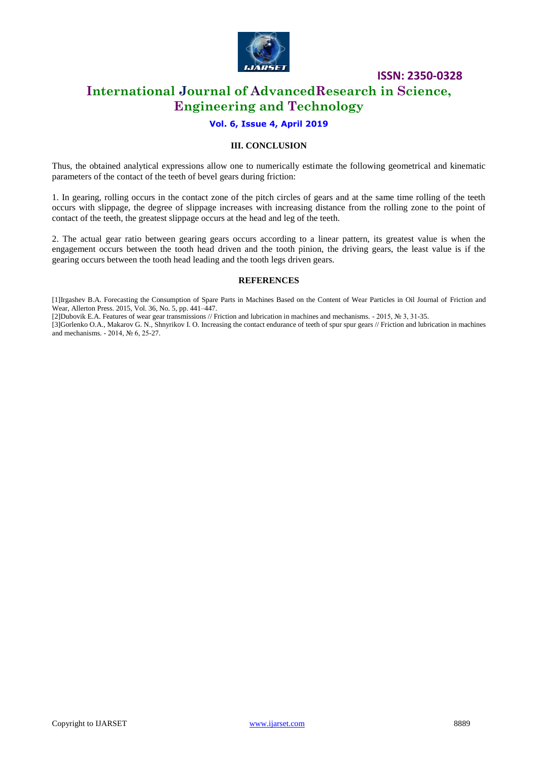## III. CONCLUSION

Thus, the obtained analytical expressions allow one to numerically estimate the following geometrical and kinematic parameters of the contact of the teeth of bevel gears during friction:

1. In gearing, rolling occurs in the contact zone of the pitch circles of gears and at the same time rolling of the teeth occurs with slippage, the degree of slippage increases with increasing distance from the rolling zone to the point of contact of the teeth, the greatest slippage occurs at the head and leg of the teeth.

2. The actual gear ratio between gearing gears occurs according to a linear pattern, its greatest value is when the engagement occurs between the tooth head driven and the tooth pinion, the driving gears, the least value is if the gearing occurs between the tooth head leading and the tooth legs driven gears.

## REFERENCES

[1]Irgashev B.A. Forecasting the Consumption of Spare Parts in Machines Based on the Content of Wear Particles in Oil Journal of Friction and Wear, Allerton Press. 2015, Vol. 36, No. 5, pp. 441–447.

[2]Dubovik E.A. Features of wear gear transmissions // Friction and lubrication in machines and mechanisms. - 2015, № 3, 31-35.

[3]Gorlenko O.A., Makarov G. N., Shnyrikov I. O. Increasing the contact endurance of teeth of spur spur gears // Friction and lubrication in machines and mechanisms. - 2014, № 6, 25-27.